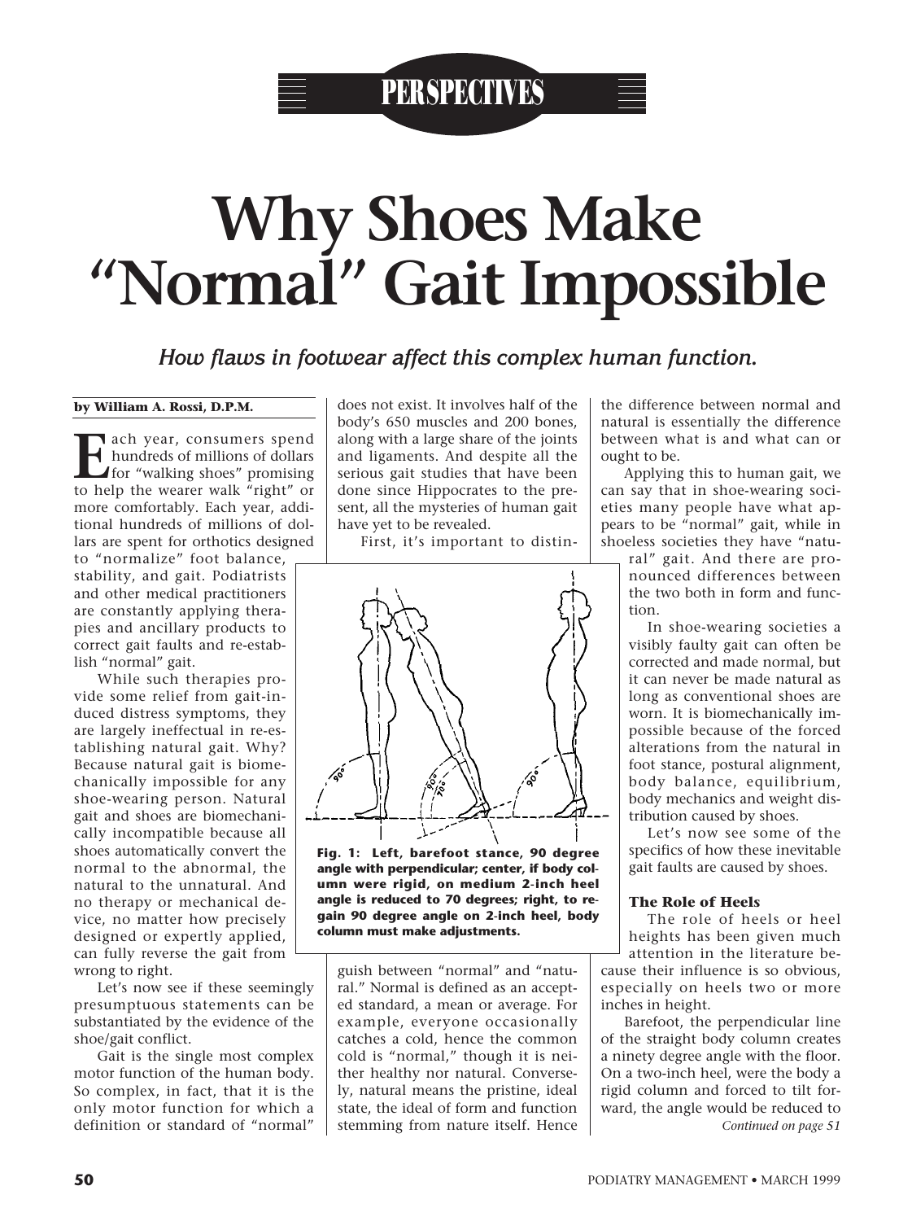PERSPECTIVES

# Why Shoes Make "Normal" Gait Impossible

*How flaws in footwear affect this complex human function.*

**by William A. Rossi, D.P.M.**

Each year, consumers spend hundreds of millions of dollars for "walking shoes" promising to help the wearer walk "right" or more comfortably. Each year, additional hundreds of millions of dollars are spent for orthotics designed to "normalize" foot balance, stability, and gait. Podiatrists and other medical practitioners are constantly applying therapies and ancillary products to correct gait faults and re-establish "normal" gait.

While such therapies provide some relief from gait-induced distress symptoms, they are largely ineffectual in re-establishing natural gait. Why? Because natural gait is biomechanically impossible for any shoe-wearing person. Natural gait and shoes are biomechanically incompatible because all shoes automatically convert the normal to the abnormal, the natural to the unnatural. And no therapy or mechanical device, no matter how precisely designed or expertly applied, can fully reverse the gait from wrong to right.

Let's now see if these seemingly presumptuous statements can be substantiated by the evidence of the shoe/gait conflict.

Gait is the single most complex motor function of the human body. So complex, in fact, that it is the only motor function for which a definition or standard of "normal" does not exist. It involves half of the body's 650 muscles and 200 bones, along with a large share of the joints and ligaments. And despite all the serious gait studies that have been done since Hippocrates to the present, all the mysteries of human gait have yet to be revealed.

First, it's important to distinguish between "normal" and "natural." Normal is defined as an accepted standard, a mean or average. For example, everyone occasionally catches a cold, hence the common cold is "normal," though it is neither healthy nor natural. Conversely, natural means the pristine, ideal state, the ideal of form and function stemming from nature itself. Hence the difference between normal and natural is essentially the difference between what is and what can or ought to be.

90° 90° 70° 90°

**Fig. 1: Left, barefoot stance, 90 degree angle with perpendicular; center, if body column were rigid, on medium 2-inch heel angle is reduced to 70 degrees; right, to regain 90 degree angle on 2-inch heel, body column must make adjustments.**

Applying this to human gait, we can say that in shoe-wearing societies many people have what appears to be "normal" gait, while in shoeless societies they have "natural" gait. And there are pronounced differences between the two both in form and function.

In shoe-wearing societies a visibly faulty gait can often be corrected and made normal, but it can never be made natural as long as conventional shoes are worn. It is biomechanically impossible because of the forced alterations from the natural in foot stance, postural alignment, body balance, equilibrium, body mechanics and weight distribution caused by shoes.

Let's now see some of the specifics of how these inevitable gait faults are caused by shoes.

### The Role of Heels

The role of heels or heel heights has been given much attention in the literature because their influence is so obvious, especially on heels two or more inches in height.

Barefoot, the perpendicular line of the straight body column creates a ninety degree angle with the floor. On a two-inch heel, were the body a rigid column and forced to tilt forward, the angle would be reduced to

*Continued on page 51*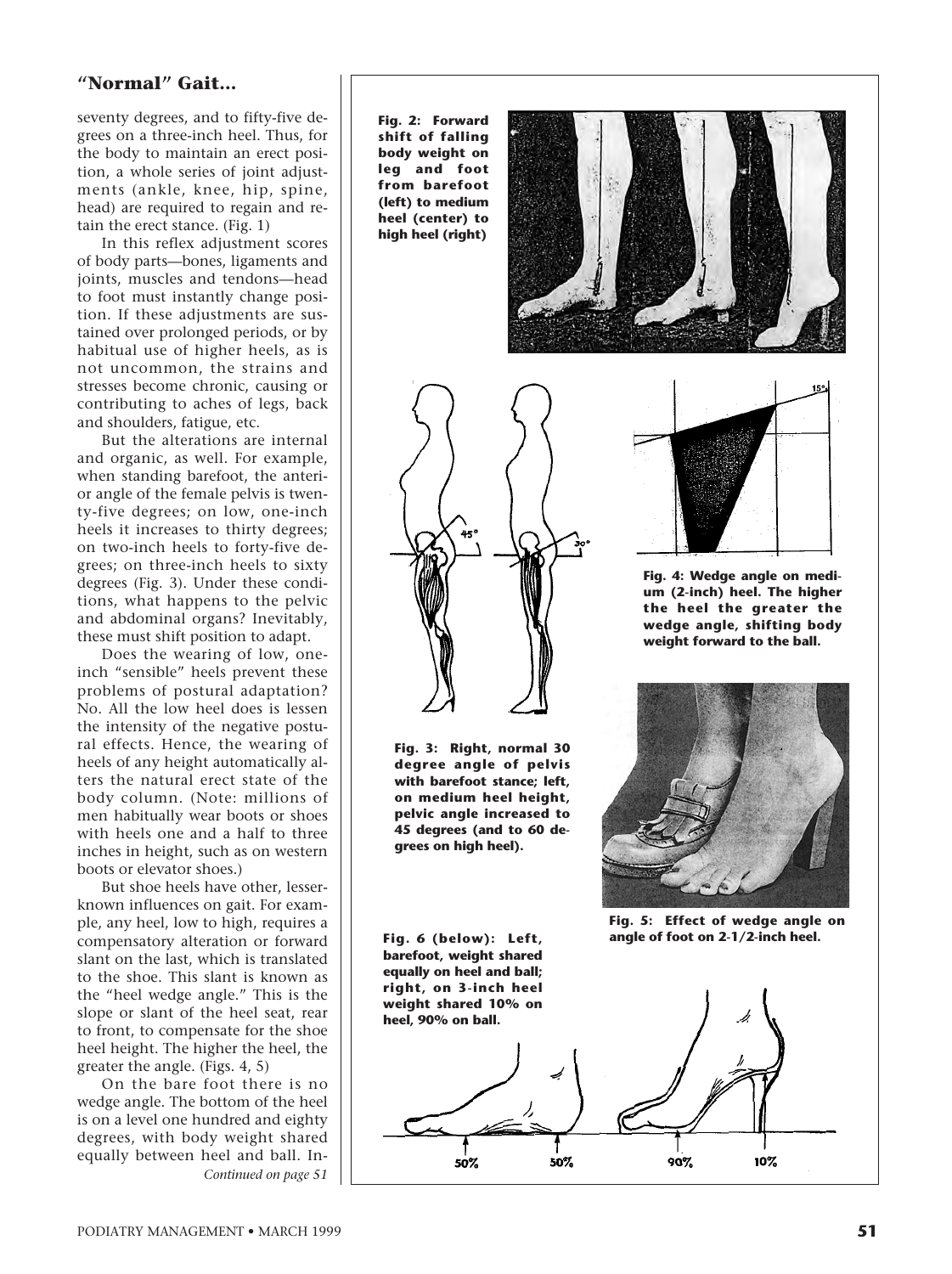## "Normal" Gait...

seventy degrees, and to fifty-five degrees on a three-inch heel. Thus, for the body to maintain an erect position, a whole series of joint adjustments (ankle, knee, hip, spine, head) are required to regain and retain the erect stance. (Fig. 1)

In this reflex adjustment scores of body parts—bones, ligaments and joints, muscles and tendons—head to foot must instantly change position. If these adjustments are sustained over prolonged periods, or by habitual use of higher heels, as is not uncommon, the strains and stresses become chronic, causing or contributing to aches of legs, back and shoulders, fatigue, etc.

But the alterations are internal and organic, as well. For example, when standing barefoot, the anterior angle of the female pelvis is twenty-five degrees; on low, one-inch heels it increases to thirty degrees; on two-inch heels to forty-five degrees; on three-inch heels to sixty degrees (Fig. 3). Under these conditions, what happens to the pelvic and abdominal organs? Inevitably, these must shift position to adapt.

Does the wearing of low, one-inch "sensible" heels prevent these problems of postural adaptation? No. All the low heel does is lessen the intensity of the negative postural effects. Hence, the wearing of heels of any height automatically alters the natural erect state of the body column. (Note: millions of men habitually wear boots or shoes with heels one and a half to three inches in height, such as on western boots or elevator shoes.)

But shoe heels have other, lesser-known influences on gait. For example, any heel, low to high, requires a compensatory alteration or forward slant on the last, which is translated to the shoe. This slant is known as the "heel wedge angle." This is the slope or slant of the heel seat, rear to front, to compensate for the shoe heel height. The higher the heel, the greater the angle. (Figs. 4, 5)

On the bare foot there is no wedge angle. The bottom of the heel is on a level one hundred and eighty degrees, with body weight shared equally between heel and ball. In-

*Continued on page 51*

**Fig. 2: Forward shift of falling body weight on leg and foot from barefoot (left) to medium heel (center) to high heel (right)**

**Fig. 3: Right, normal 30 degree angle of pelvis with barefoot stance; left, on medium heel height, pelvic angle increased to 45 degrees (and to 60 degrees on high heel).**

**Fig. 4: Wedge angle on medium (2-inch) heel. The higher the heel the greater the wedge angle, shifting body weight forward to the ball.**

**Fig. 5: Effect of wedge angle on angle of foot on 2-1/2-inch heel.**

**Fig. 6 (below): Left, barefoot, weight shared equally on heel and ball; right, on 3-inch heel weight shared 10% on heel, 90% on ball.**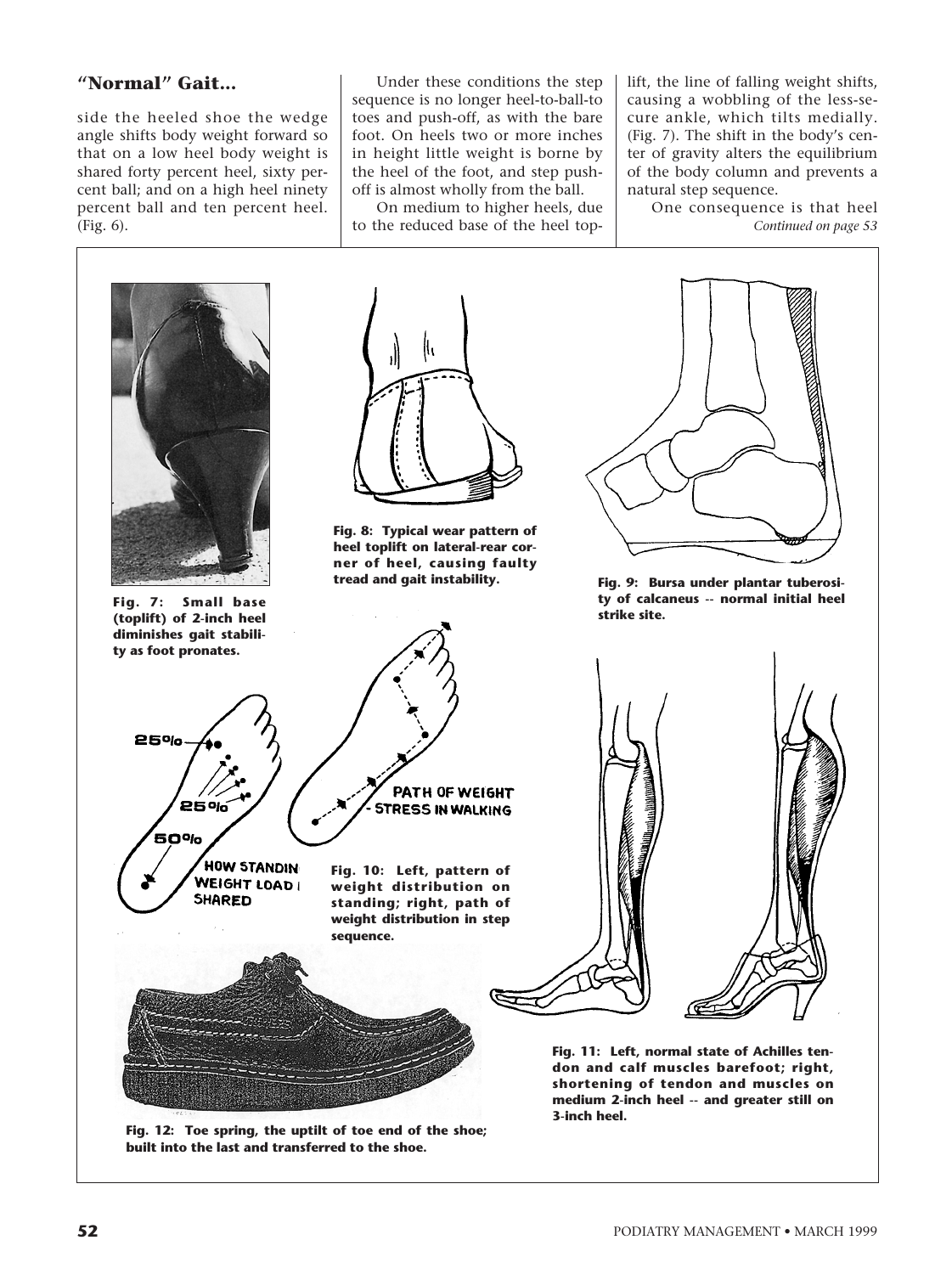## "Normal" Gait...

side the heeled shoe the wedge angle shifts body weight forward so that on a low heel body weight is shared forty percent heel, sixty percent ball; and on a high heel ninety percent ball and ten percent heel. (Fig. 6).

Under these conditions the step sequence is no longer heel-to-ball-to toes and push-off, as with the bare foot. On heels two or more inches in height little weight is borne by the heel of the foot, and step push-off is almost wholly from the ball.

On medium to higher heels, due to the reduced base of the heel toplift, the line of falling weight shifts, causing a wobbling of the less-secure ankle, which tilts medially. (Fig. 7). The shift in the body's center of gravity alters the equilibrium of the body column and prevents a natural step sequence.

One consequence is that heel

*Continued on page 53*

**Fig. 7: Small base (toplift) of 2-inch heel diminishes gait stability as foot pronates.**

**Fig. 8: Typical wear pattern of heel toplift on lateral-rear corner of heel, causing faulty tread and gait instability.**

**Fig. 9: Bursa under plantar tuberosity of calcaneus -- normal initial heel strike site.**

25%

25%

50%

HOW STANDING WEIGHT LOAD IS SHARED

PATH OF WEIGHT - STRESS IN WALKING

**Fig. 10: Left, pattern of weight distribution on standing; right, path of weight distribution in step sequence.**

**Fig. 11: Left, normal state of Achilles tendon and calf muscles barefoot; right, shortening of tendon and muscles on medium 2-inch heel -- and greater still on 3-inch heel.**

**Fig. 12: Toe spring, the uptilt of toe end of the shoe; built into the last and transferred to the shoe.**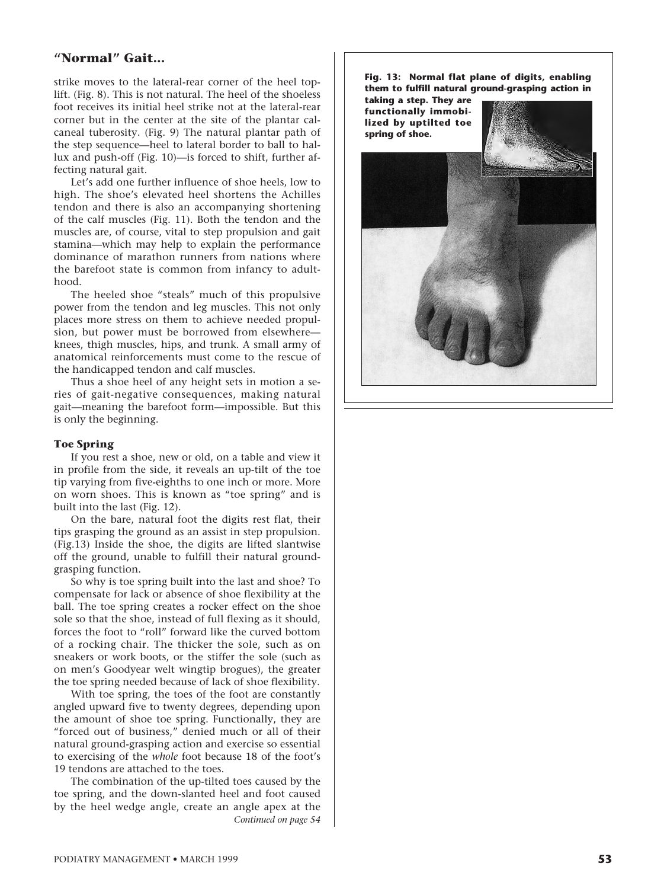## "Normal" Gait...

strike moves to the lateral-rear corner of the heel top-lift. (Fig. 8). This is not natural. The heel of the shoeless foot receives its initial heel strike not at the lateral-rear corner but in the center at the site of the plantar calcaneal tuberosity. (Fig. 9) The natural plantar path of the step sequence—heel to lateral border to ball to hallux and push-off (Fig. 10)—is forced to shift, further affecting natural gait.

Let's add one further influence of shoe heels, low to high. The shoe's elevated heel shortens the Achilles tendon and there is also an accompanying shortening of the calf muscles (Fig. 11). Both the tendon and the muscles are, of course, vital to step propulsion and gait stamina—which may help to explain the performance dominance of marathon runners from nations where the barefoot state is common from infancy to adulthood.

The heeled shoe "steals" much of this propulsive power from the tendon and leg muscles. This not only places more stress on them to achieve needed propulsion, but power must be borrowed from elsewhere—knees, thigh muscles, hips, and trunk. A small army of anatomical reinforcements must come to the rescue of the handicapped tendon and calf muscles.

Thus a shoe heel of any height sets in motion a series of gait-negative consequences, making natural gait—meaning the barefoot form—impossible. But this is only the beginning.

### Toe Spring

If you rest a shoe, new or old, on a table and view it in profile from the side, it reveals an up-tilt of the toe tip varying from five-eighths to one inch or more. More on worn shoes. This is known as "toe spring" and is built into the last (Fig. 12).

On the bare, natural foot the digits rest flat, their tips grasping the ground as an assist in step propulsion. (Fig.13) Inside the shoe, the digits are lifted slantwise off the ground, unable to fulfill their natural ground-grasping function.

So why is toe spring built into the last and shoe? To compensate for lack or absence of shoe flexibility at the ball. The toe spring creates a rocker effect on the shoe sole so that the shoe, instead of full flexing as it should, forces the foot to "roll" forward like the curved bottom of a rocking chair. The thicker the sole, such as on sneakers or work boots, or the stiffer the sole (such as on men's Goodyear welt wingtip brogues), the greater the toe spring needed because of lack of shoe flexibility.

With toe spring, the toes of the foot are constantly angled upward five to twenty degrees, depending upon the amount of shoe toe spring. Functionally, they are "forced out of business," denied much or all of their natural ground-grasping action and exercise so essential to exercising of the *whole* foot because 18 of the foot's 19 tendons are attached to the toes.

The combination of the up-tilted toes caused by the toe spring, and the down-slanted heel and foot caused by the heel wedge angle, create an angle apex at the

*Continued on page 54*

**Fig. 13: Normal flat plane of digits, enabling them to fulfill natural ground-grasping action in taking a step. They are functionally immobilized by uptilted toe spring of shoe.**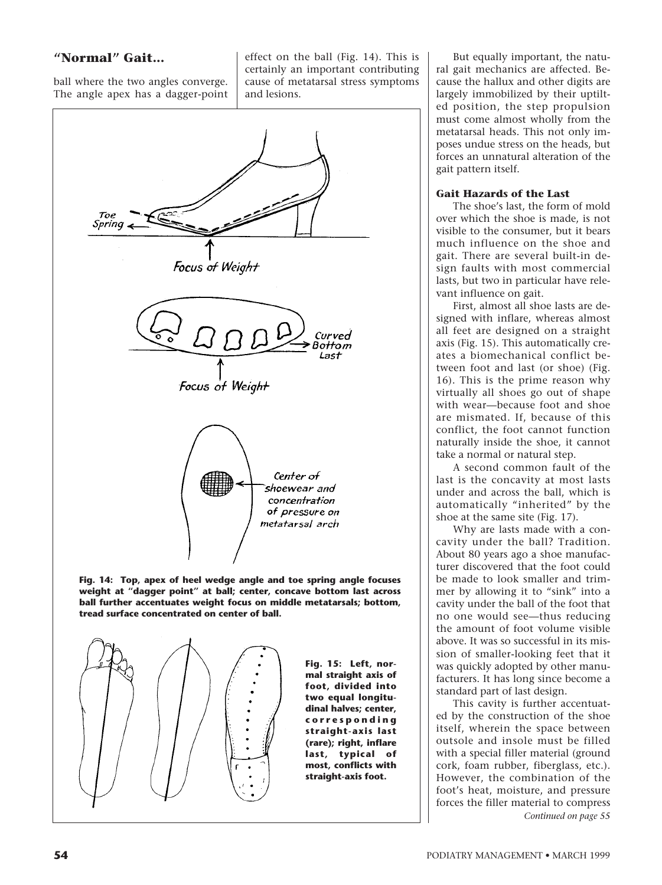## "Normal" Gait...

ball where the two angles converge. The angle apex has a dagger-point effect on the ball (Fig. 14). This is certainly an important contributing cause of metatarsal stress symptoms and lesions.

Toe Spring

Focus of Weight

Curved Bottom Last

Focus of Weight

Center of shoewear and concentration of pressure on metatarsal arch

**Fig. 14: Top, apex of heel wedge angle and toe spring angle focuses weight at "dagger point" at ball; center, concave bottom last across ball further accentuates weight focus on middle metatarsals; bottom, tread surface concentrated on center of ball.**

**Fig. 15: Left, normal straight axis of foot, divided into two equal longitudinal halves; center, corresponding straight-axis last (rare); right, inflare last, typical of most, conflicts with straight-axis foot.**

But equally important, the natural gait mechanics are affected. Because the hallux and other digits are largely immobilized by their uptilted position, the step propulsion must come almost wholly from the metatarsal heads. This not only imposes undue stress on the heads, but forces an unnatural alteration of the gait pattern itself.

### Gait Hazards of the Last

The shoe's last, the form of mold over which the shoe is made, is not visible to the consumer, but it bears much influence on the shoe and gait. There are several built-in design faults with most commercial lasts, but two in particular have relevant influence on gait.

First, almost all shoe lasts are designed with inflare, whereas almost all feet are designed on a straight axis (Fig. 15). This automatically creates a biomechanical conflict between foot and last (or shoe) (Fig. 16). This is the prime reason why virtually all shoes go out of shape with wear—because foot and shoe are mismated. If, because of this conflict, the foot cannot function naturally inside the shoe, it cannot take a normal or natural step.

A second common fault of the last is the concavity at most lasts under and across the ball, which is automatically "inherited" by the shoe at the same site (Fig. 17).

Why are lasts made with a concavity under the ball? Tradition. About 80 years ago a shoe manufacturer discovered that the foot could be made to look smaller and trimmer by allowing it to "sink" into a cavity under the ball of the foot that no one would see—thus reducing the amount of foot volume visible above. It was so successful in its mission of smaller-looking feet that it was quickly adopted by other manufacturers. It has long since become a standard part of last design.

This cavity is further accentuated by the construction of the shoe itself, wherein the space between outsole and insole must be filled with a special filler material (ground cork, foam rubber, fiberglass, etc.). However, the combination of the foot's heat, moisture, and pressure forces the filler material to compress

*Continued on page 55*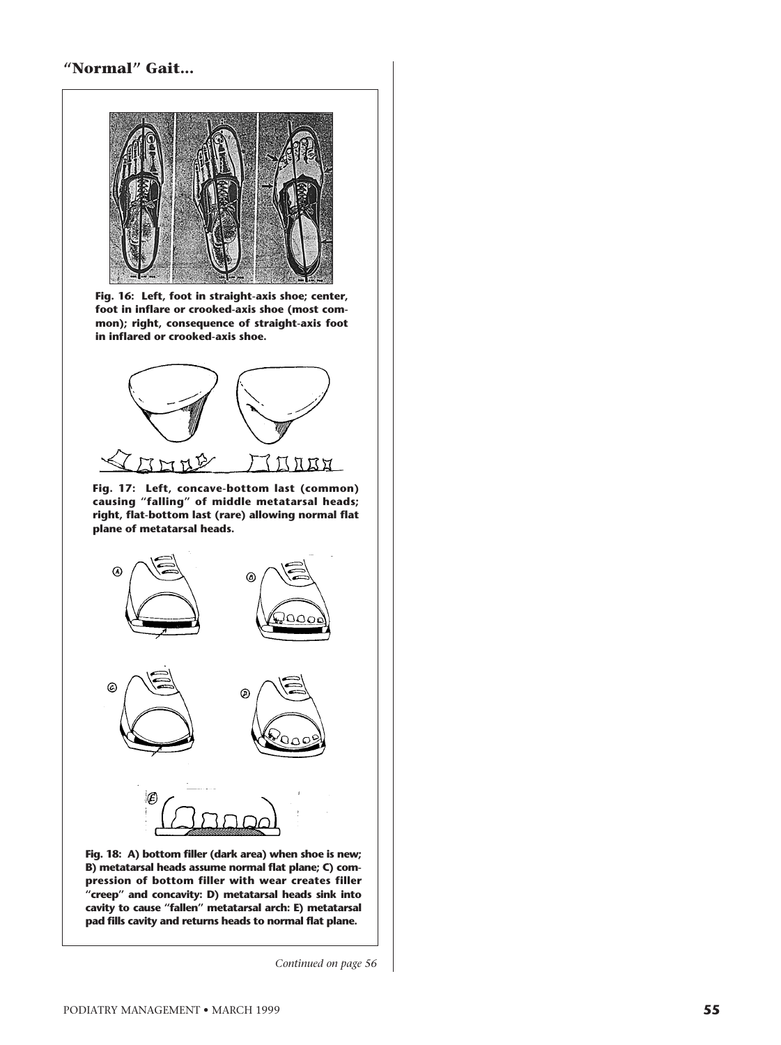Fig. 16: Left, foot in straight-axis shoe; center, foot in inflare or crooked-axis shoe (most common); right, consequence of straight-axis foot in inflared or crooked-axis shoe.

Fig. 17: Left, concave-bottom last (common) causing "falling" of middle metatarsal heads; right, flat-bottom last (rare) allowing normal flat plane of metatarsal heads.

Fig. 18: A) bottom filler (dark area) when shoe is new; B) metatarsal heads assume normal flat plane; C) compression of bottom filler with wear creates filler "creep" and concavity: D) metatarsal heads sink into cavity to cause "fallen" metatarsal arch: E) metatarsal pad fills cavity and returns heads to normal flat plane.

*Continued on page 56*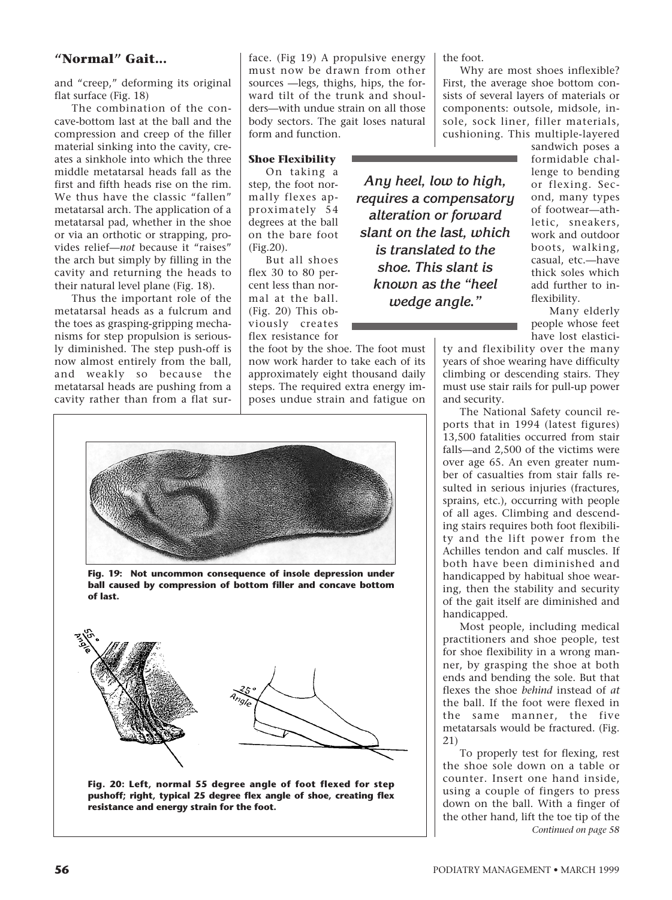## "Normal" Gait...

and "creep," deforming its original flat surface (Fig. 18)

The combination of the concave-bottom last at the ball and the compression and creep of the filler material sinking into the cavity, creates a sinkhole into which the three middle metatarsal heads fall as the first and fifth heads rise on the rim. We thus have the classic "fallen" metatarsal arch. The application of a metatarsal pad, whether in the shoe or via an orthotic or strapping, provides relief—*not* because it "raises" the arch but simply by filling in the cavity and returning the heads to their natural level plane (Fig. 18).

Thus the important role of the metatarsal heads as a fulcrum and the toes as grasping-gripping mechanisms for step propulsion is seriously diminished. The step push-off is now almost entirely from the ball, and weakly so because the metatarsal heads are pushing from a cavity rather than from a flat surface. (Fig 19) A propulsive energy must now be drawn from other sources —legs, thighs, hips, the forward tilt of the trunk and shoulders—with undue strain on all those body sectors. The gait loses natural form and function.

### Shoe Flexibility

On taking a step, the foot normally flexes approximately 54 degrees at the ball on the bare foot (Fig.20).

But all shoes flex 30 to 80 percent less than normal at the ball. (Fig. 20) This obviously creates flex resistance for the foot by the shoe. The foot must now work harder to take each of its approximately eight thousand daily steps. The required extra energy imposes undue strain and fatigue on the foot.

*Any heel, low to high, requires a compensatory alteration or forward slant on the last, which is translated to the shoe. This slant is known as the "heel wedge angle."*

Why are most shoes inflexible? First, the average shoe bottom consists of several layers of materials or components: outsole, midsole, insole, sock liner, filler materials, cushioning. This multiple-layered sandwich poses a formidable challenge to bending or flexing. Second, many types of footwear—athletic, sneakers, work and outdoor boots, walking, casual, etc.—have thick soles which add further to inflexibility.

Many elderly people whose feet have lost elasticity and flexibility over the many years of shoe wearing have difficulty climbing or descending stairs. They must use stair rails for pull-up power and security.

The National Safety council reports that in 1994 (latest figures) 13,500 fatalities occurred from stair falls—and 2,500 of the victims were over age 65. An even greater number of casualties from stair falls resulted in serious injuries (fractures, sprains, etc.), occurring with people of all ages. Climbing and descending stairs requires both foot flexibility and the lift power from the Achilles tendon and calf muscles. If both have been diminished and handicapped by habitual shoe wearing, then the stability and security of the gait itself are diminished and handicapped.

Most people, including medical practitioners and shoe people, test for shoe flexibility in a wrong manner, by grasping the shoe at both ends and bending the sole. But that flexes the shoe *behind* instead of *at* the ball. If the foot were flexed in the same manner, the five metatarsals would be fractured. (Fig. 21)

To properly test for flexing, rest the shoe sole down on a table or counter. Insert one hand inside, using a couple of fingers to press down on the ball. With a finger of the other hand, lift the toe tip of the

*Continued on page 58*

**Fig. 19: Not uncommon consequence of insole depression under ball caused by compression of bottom filler and concave bottom of last.**

55° Angle

25° Angle

**Fig. 20: Left, normal 55 degree angle of foot flexed for step pushoff; right, typical 25 degree flex angle of shoe, creating flex resistance and energy strain for the foot.**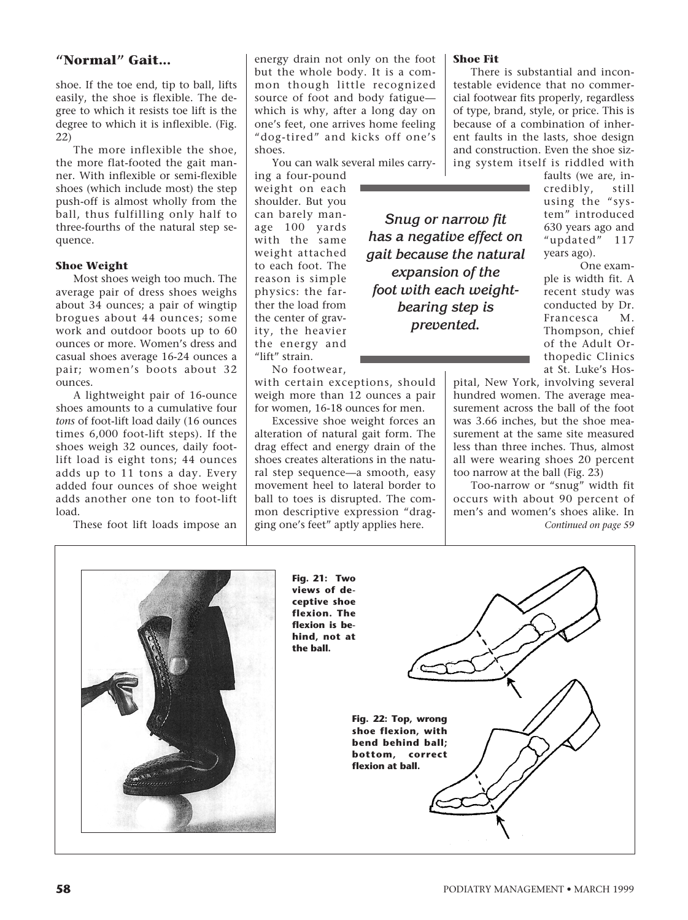## "Normal" Gait...

shoe. If the toe end, tip to ball, lifts easily, the shoe is flexible. The degree to which it resists toe lift is the degree to which it is inflexible. (Fig. 22)

The more inflexible the shoe, the more flat-footed the gait manner. With inflexible or semi-flexible shoes (which include most) the step push-off is almost wholly from the ball, thus fulfilling only half to three-fourths of the natural step sequence.

**Shoe Weight**

Most shoes weigh too much. The average pair of dress shoes weighs about 34 ounces; a pair of wingtip brogues about 44 ounces; some work and outdoor boots up to 60 ounces or more. Women's dress and casual shoes average 16-24 ounces a pair; women's boots about 32 ounces.

A lightweight pair of 16-ounce shoes amounts to a cumulative four *tons* of foot-lift load daily (16 ounces times 6,000 foot-lift steps). If the shoes weigh 32 ounces, daily foot-lift load is eight tons; 44 ounces adds up to 11 tons a day. Every added four ounces of shoe weight adds another one ton to foot-lift load.

These foot lift loads impose an energy drain not only on the foot but the whole body. It is a common though little recognized source of foot and body fatigue—which is why, after a long day on one's feet, one arrives home feeling "dog-tired" and kicks off one's shoes.

You can walk several miles carrying a four-pound weight on each shoulder. But you can barely manage 100 yards with the same weight attached to each foot. The reason is simple physics: the farther the load from the center of gravity, the heavier the energy and "lift" strain.

No footwear, with certain exceptions, should weigh more than 12 ounces a pair for women, 16-18 ounces for men.

Excessive shoe weight forces an alteration of natural gait form. The drag effect and energy drain of the shoes creates alterations in the natural step sequence—a smooth, easy movement heel to lateral border to ball to toes is disrupted. The common descriptive expression "dragging one's feet" aptly applies here.

> ***Snug or narrow fit has a negative effect on gait because the natural expansion of the foot with each weight-bearing step is prevented.***

**Shoe Fit**

There is substantial and incontestable evidence that no commercial footwear fits properly, regardless of type, brand, style, or price. This is because of a combination of inherent faults in the lasts, shoe design and construction. Even the shoe sizing system itself is riddled with faults (we are, incredibly, still using the "system" introduced 630 years ago and "updated" 117 years ago).

One example is width fit. A recent study was conducted by Dr. Francesca M. Thompson, chief of the Adult Orthopedic Clinics at St. Luke's Hospital, New York, involving several hundred women. The average measurement across the ball of the foot was 3.66 inches, but the shoe measurement at the same site measured less than three inches. Thus, almost all were wearing shoes 20 percent too narrow at the ball (Fig. 23)

Too-narrow or "snug" width fit occurs with about 90 percent of men's and women's shoes alike. In

*Continued on page 59*

**Fig. 21: Two views of deceptive shoe flexion. The flexion is behind, not at the ball.**

**Fig. 22: Top, wrong shoe flexion, with bend behind ball; bottom, correct flexion at ball.**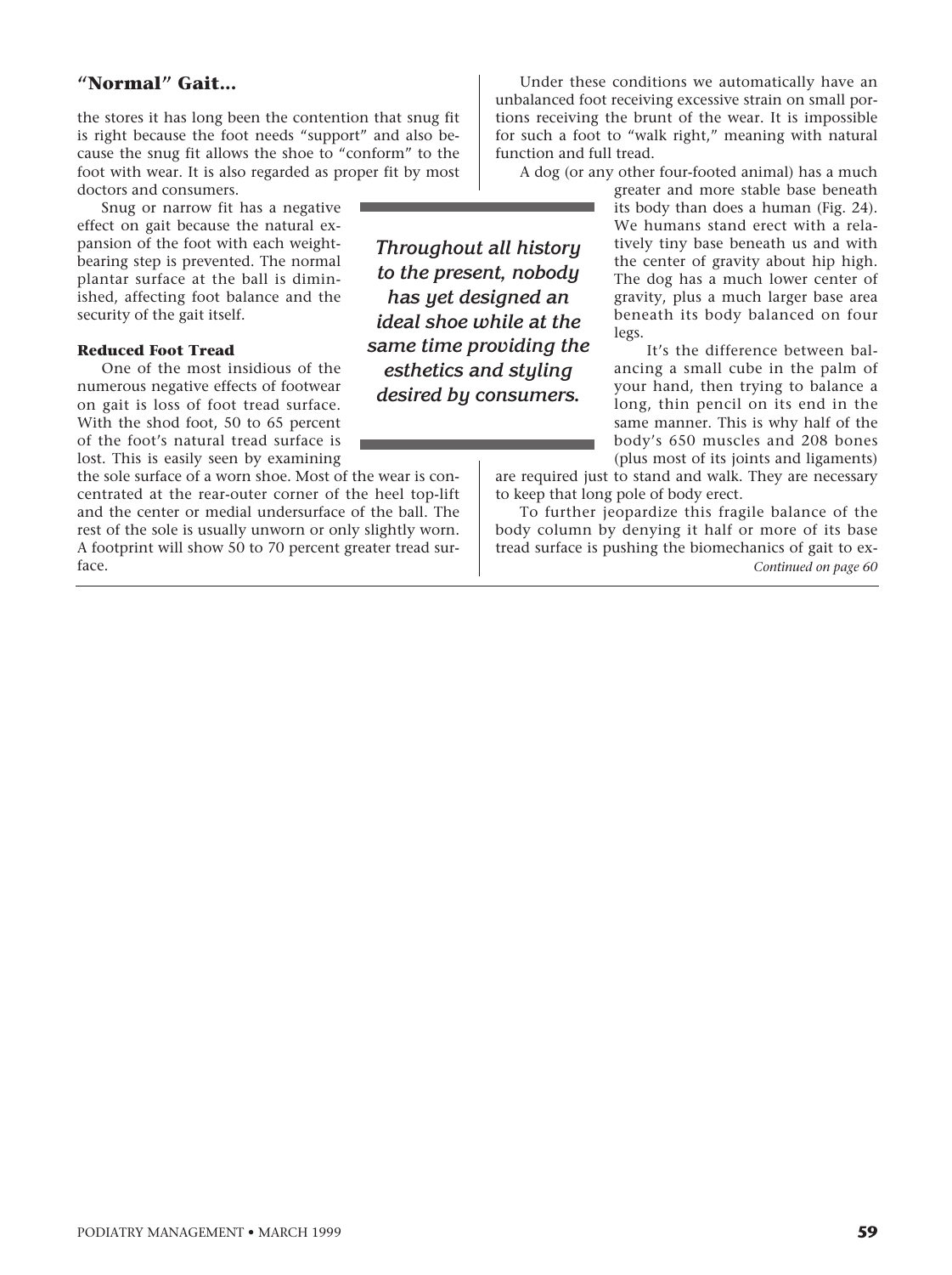the stores it has long been the contention that snug fit is right because the foot needs "support" and also because the snug fit allows the shoe to "conform" to the foot with wear. It is also regarded as proper fit by most doctors and consumers.

Snug or narrow fit has a negative effect on gait because the natural expansion of the foot with each weight-bearing step is prevented. The normal plantar surface at the ball is diminished, affecting foot balance and the security of the gait itself.

*Throughout all history to the present, nobody has yet designed an ideal shoe while at the same time providing the esthetics and styling desired by consumers.*

#### Reduced Foot Tread

One of the most insidious of the numerous negative effects of footwear on gait is loss of foot tread surface. With the shod foot, 50 to 65 percent of the foot's natural tread surface is lost. This is easily seen by examining the sole surface of a worn shoe. Most of the wear is concentrated at the rear-outer corner of the heel top-lift and the center or medial undersurface of the ball. The rest of the sole is usually unworn or only slightly worn. A footprint will show 50 to 70 percent greater tread surface.

Under these conditions we automatically have an unbalanced foot receiving excessive strain on small portions receiving the brunt of the wear. It is impossible for such a foot to "walk right," meaning with natural function and full tread.

A dog (or any other four-footed animal) has a much greater and more stable base beneath its body than does a human (Fig. 24). We humans stand erect with a relatively tiny base beneath us and with the center of gravity about hip high. The dog has a much lower center of gravity, plus a much larger base area beneath its body balanced on four legs.

It's the difference between balancing a small cube in the palm of your hand, then trying to balance a long, thin pencil on its end in the same manner. This is why half of the body's 650 muscles and 208 bones (plus most of its joints and ligaments) are required just to stand and walk. They are necessary to keep that long pole of body erect.

To further jeopardize this fragile balance of the body column by denying it half or more of its base tread surface is pushing the biomechanics of gait to ex-

*Continued on page 60*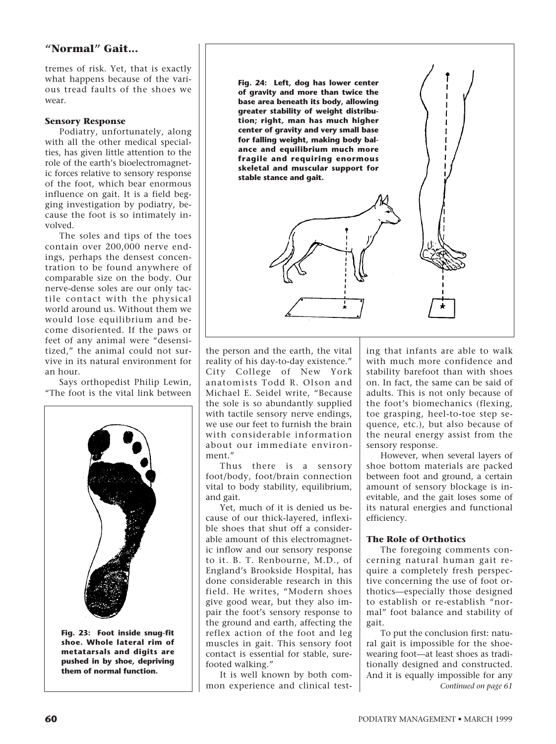## "Normal" Gait...

tremes of risk. Yet, that is exactly what happens because of the various tread faults of the shoes we wear.

### Sensory Response

Podiatry, unfortunately, along with all the other medical specialties, has given little attention to the role of the earth's bioelectromagnetic forces relative to sensory response of the foot, which bear enormous influence on gait. It is a field begging investigation by podiatry, because the foot is so intimately involved.

The soles and tips of the toes contain over 200,000 nerve endings, perhaps the densest concentration to be found anywhere of comparable size on the body. Our nerve-dense soles are our only tactile contact with the physical world around us. Without them we would lose equilibrium and become disoriented. If the paws or feet of any animal were "desensitized," the animal could not survive in its natural environment for an hour.

Says orthopedist Philip Lewin, "The foot is the vital link between the person and the earth, the vital reality of his day-to-day existence." City College of New York anatomists Todd R. Olson and Michael E. Seidel write, "Because the sole is so abundantly supplied with tactile sensory nerve endings, we use our feet to furnish the brain with considerable information about our immediate environment."

Thus there is a sensory foot/body, foot/brain connection vital to body stability, equilibrium, and gait.

Yet, much of it is denied us because of our thick-layered, inflexible shoes that shut off a considerable amount of this electromagnetic inflow and our sensory response to it. B. T. Renbourne, M.D., of England's Brookside Hospital, has done considerable research in this field. He writes, "Modern shoes give good wear, but they also impair the foot's sensory response to the ground and earth, affecting the reflex action of the foot and leg muscles in gait. This sensory foot contact is essential for stable, surefooted walking."

It is well known by both common experience and clinical testing that infants are able to walk with much more confidence and stability barefoot than with shoes on. In fact, the same can be said of adults. This is not only because of the foot's biomechanics (flexing, toe grasping, heel-to-toe step sequence, etc.), but also because of the neural energy assist from the sensory response.

However, when several layers of shoe bottom materials are packed between foot and ground, a certain amount of sensory blockage is inevitable, and the gait loses some of its natural energies and functional efficiency.

**Fig. 24: Left, dog has lower center of gravity and more than twice the base area beneath its body, allowing greater stability of weight distribution; right, man has much higher center of gravity and very small base for falling weight, making body balance and equilibrium much more fragile and requiring enormous skeletal and muscular support for stable stance and gait.**

**Fig. 23: Foot inside snug-fit shoe. Whole lateral rim of metatarsals and digits are pushed in by shoe, depriving them of normal function.**

### The Role of Orthotics

The foregoing comments concerning natural human gait require a completely fresh perspective concerning the use of foot orthotics—especially those designed to establish or re-establish "normal" foot balance and stability of gait.

To put the conclusion first: natural gait is impossible for the shoe-wearing foot—at least shoes as traditionally designed and constructed. And it is equally impossible for any

*Continued on page 61*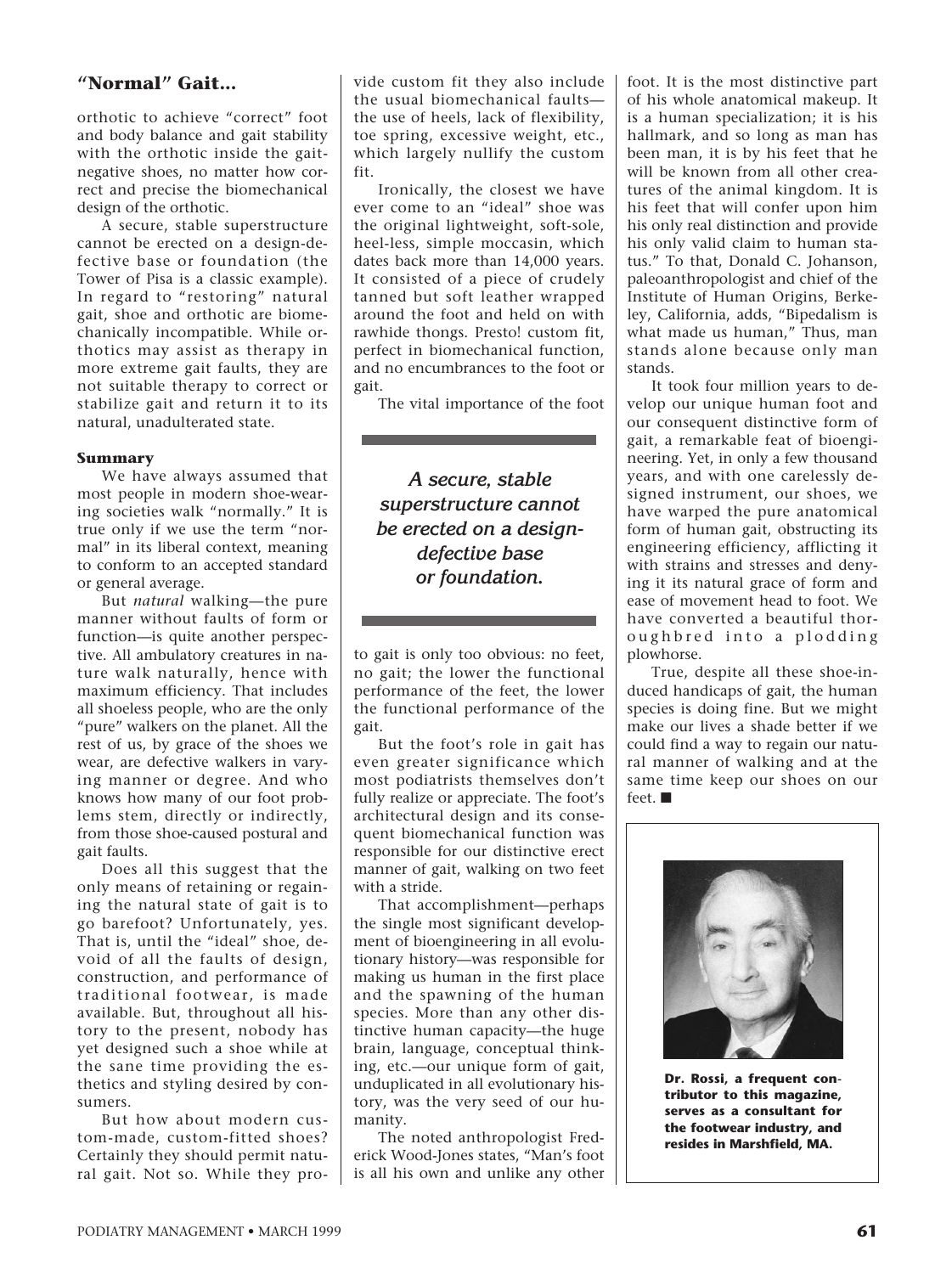orthotic to achieve "correct" foot and body balance and gait stability with the orthotic inside the gait-negative shoes, no matter how correct and precise the biomechanical design of the orthotic.

A secure, stable superstructure cannot be erected on a design-defective base or foundation (the Tower of Pisa is a classic example). In regard to "restoring" natural gait, shoe and orthotic are biomechanically incompatible. While orthotics may assist as therapy in more extreme gait faults, they are not suitable therapy to correct or stabilize gait and return it to its natural, unadulterated state.

### Summary

We have always assumed that most people in modern shoe-wearing societies walk "normally." It is true only if we use the term "normal" in its liberal context, meaning to conform to an accepted standard or general average.

But *natural* walking—the pure manner without faults of form or function—is quite another perspective. All ambulatory creatures in nature walk naturally, hence with maximum efficiency. That includes all shoeless people, who are the only "pure" walkers on the planet. All the rest of us, by grace of the shoes we wear, are defective walkers in varying manner or degree. And who knows how many of our foot problems stem, directly or indirectly, from those shoe-caused postural and gait faults.

Does all this suggest that the only means of retaining or regaining the natural state of gait is to go barefoot? Unfortunately, yes. That is, until the "ideal" shoe, devoid of all the faults of design, construction, and performance of traditional footwear, is made available. But, throughout all history to the present, nobody has yet designed such a shoe while at the sane time providing the esthetics and styling desired by consumers.

But how about modern custom-made, custom-fitted shoes? Certainly they should permit natural gait. Not so. While they provide custom fit they also include the usual biomechanical faults—the use of heels, lack of flexibility, toe spring, excessive weight, etc., which largely nullify the custom fit.

Ironically, the closest we have ever come to an "ideal" shoe was the original lightweight, soft-sole, heel-less, simple moccasin, which dates back more than 14,000 years. It consisted of a piece of crudely tanned but soft leather wrapped around the foot and held on with rawhide thongs. Presto! custom fit, perfect in biomechanical function, and no encumbrances to the foot or gait.

The vital importance of the foot to gait is only too obvious: no feet, no gait; the lower the functional performance of the feet, the lower the functional performance of the gait.

*A secure, stable superstructure cannot be erected on a design-defective base or foundation.*

But the foot's role in gait has even greater significance which most podiatrists themselves don't fully realize or appreciate. The foot's architectural design and its consequent biomechanical function was responsible for our distinctive erect manner of gait, walking on two feet with a stride.

That accomplishment—perhaps the single most significant development of bioengineering in all evolutionary history—was responsible for making us human in the first place and the spawning of the human species. More than any other distinctive human capacity—the huge brain, language, conceptual thinking, etc.—our unique form of gait, unduplicated in all evolutionary history, was the very seed of our humanity.

The noted anthropologist Frederick Wood-Jones states, "Man's foot is all his own and unlike any other foot. It is the most distinctive part of his whole anatomical makeup. It is a human specialization; it is his hallmark, and so long as man has been man, it is by his feet that he will be known from all other creatures of the animal kingdom. It is his feet that will confer upon him his only real distinction and provide his only valid claim to human status." To that, Donald C. Johanson, paleoanthropologist and chief of the Institute of Human Origins, Berkeley, California, adds, "Bipedalism is what made us human," Thus, man stands alone because only man stands.

It took four million years to develop our unique human foot and our consequent distinctive form of gait, a remarkable feat of bioengineering. Yet, in only a few thousand years, and with one carelessly designed instrument, our shoes, we have warped the pure anatomical form of human gait, obstructing its engineering efficiency, afflicting it with strains and stresses and denying it its natural grace of form and ease of movement head to foot. We have converted a beautiful thoroughbred into a plodding plowhorse.

True, despite all these shoe-induced handicaps of gait, the human species is doing fine. But we might make our lives a shade better if we could find a way to regain our natural manner of walking and at the same time keep our shoes on our feet. ■

**Dr. Rossi, a frequent contributor to this magazine, serves as a consultant for the footwear industry, and resides in Marshfield, MA.**